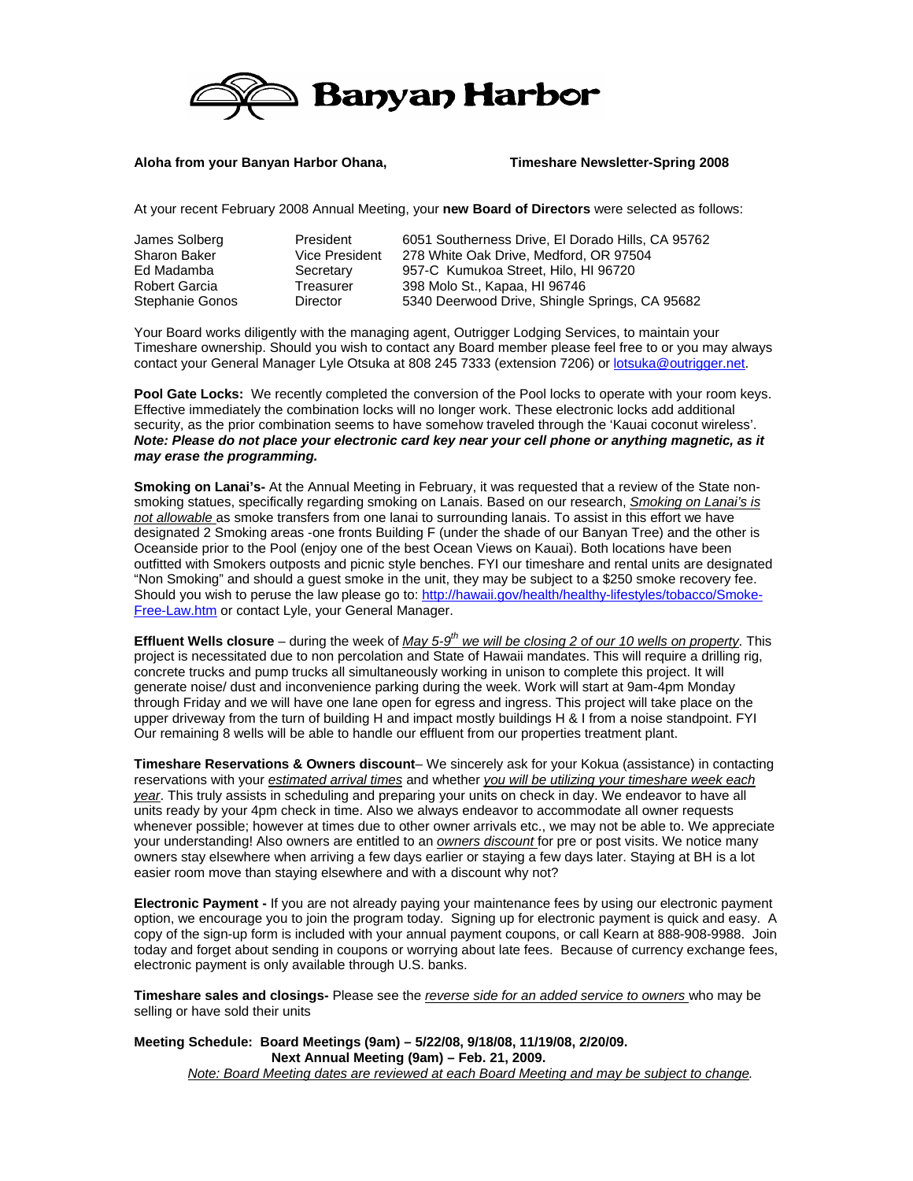# Banyan Harbor

**Aloha from your Banyan Harbor Ohana,** **Timeshare Newsletter-Spring 2008**

At your recent February 2008 Annual Meeting, your **new Board of Directors** were selected as follows:

| | | |
|---|---|---|
| James Solberg | President | 6051 Southerness Drive, El Dorado Hills, CA 95762 |
| Sharon Baker | Vice President | 278 White Oak Drive, Medford, OR 97504 |
| Ed Madamba | Secretary | 957-C Kumukoa Street, Hilo, HI 96720 |
| Robert Garcia | Treasurer | 398 Molo St., Kapaa, HI 96746 |
| Stephanie Gonos | Director | 5340 Deerwood Drive, Shingle Springs, CA 95682 |

Your Board works diligently with the managing agent, Outrigger Lodging Services, to maintain your Timeshare ownership. Should you wish to contact any Board member please feel free to or you may always contact your General Manager Lyle Otsuka at 808 245 7333 (extension 7206) or lotsuka@outrigger.net.

**Pool Gate Locks:** We recently completed the conversion of the Pool locks to operate with your room keys. Effective immediately the combination locks will no longer work. These electronic locks add additional security, as the prior combination seems to have somehow traveled through the 'Kauai coconut wireless'. ***Note: Please do not place your electronic card key near your cell phone or anything magnetic, as it may erase the programming.***

**Smoking on Lanai's-** At the Annual Meeting in February, it was requested that a review of the State non-smoking statues, specifically regarding smoking on Lanais. Based on our research, *Smoking on Lanai's is not allowable* as smoke transfers from one lanai to surrounding lanais. To assist in this effort we have designated 2 Smoking areas -one fronts Building F (under the shade of our Banyan Tree) and the other is Oceanside prior to the Pool (enjoy one of the best Ocean Views on Kauai). Both locations have been outfitted with Smokers outposts and picnic style benches. FYI our timeshare and rental units are designated "Non Smoking" and should a guest smoke in the unit, they may be subject to a $250 smoke recovery fee. Should you wish to peruse the law please go to: http://hawaii.gov/health/healthy-lifestyles/tobacco/Smoke-Free-Law.htm or contact Lyle, your General Manager.

**Effluent Wells closure** – during the week of *May 5-9th we will be closing 2 of our 10 wells on property*. This project is necessitated due to non percolation and State of Hawaii mandates. This will require a drilling rig, concrete trucks and pump trucks all simultaneously working in unison to complete this project. It will generate noise/ dust and inconvenience parking during the week. Work will start at 9am-4pm Monday through Friday and we will have one lane open for egress and ingress. This project will take place on the upper driveway from the turn of building H and impact mostly buildings H & I from a noise standpoint. FYI Our remaining 8 wells will be able to handle our effluent from our properties treatment plant.

**Timeshare Reservations & Owners discount**– We sincerely ask for your Kokua (assistance) in contacting reservations with your *estimated arrival times* and whether *you will be utilizing your timeshare week each year*. This truly assists in scheduling and preparing your units on check in day. We endeavor to have all units ready by your 4pm check in time. Also we always endeavor to accommodate all owner requests whenever possible; however at times due to other owner arrivals etc., we may not be able to. We appreciate your understanding! Also owners are entitled to an *owners discount* for pre or post visits. We notice many owners stay elsewhere when arriving a few days earlier or staying a few days later. Staying at BH is a lot easier room move than staying elsewhere and with a discount why not?

**Electronic Payment -** If you are not already paying your maintenance fees by using our electronic payment option, we encourage you to join the program today. Signing up for electronic payment is quick and easy. A copy of the sign-up form is included with your annual payment coupons, or call Kearn at 888-908-9988. Join today and forget about sending in coupons or worrying about late fees. Because of currency exchange fees, electronic payment is only available through U.S. banks.

**Timeshare sales and closings-** Please see the *reverse side for an added service to owners* who may be selling or have sold their units

**Meeting Schedule: Board Meetings (9am) – 5/22/08, 9/18/08, 11/19/08, 2/20/09.**
**Next Annual Meeting (9am) – Feb. 21, 2009.**
*Note: Board Meeting dates are reviewed at each Board Meeting and may be subject to change.*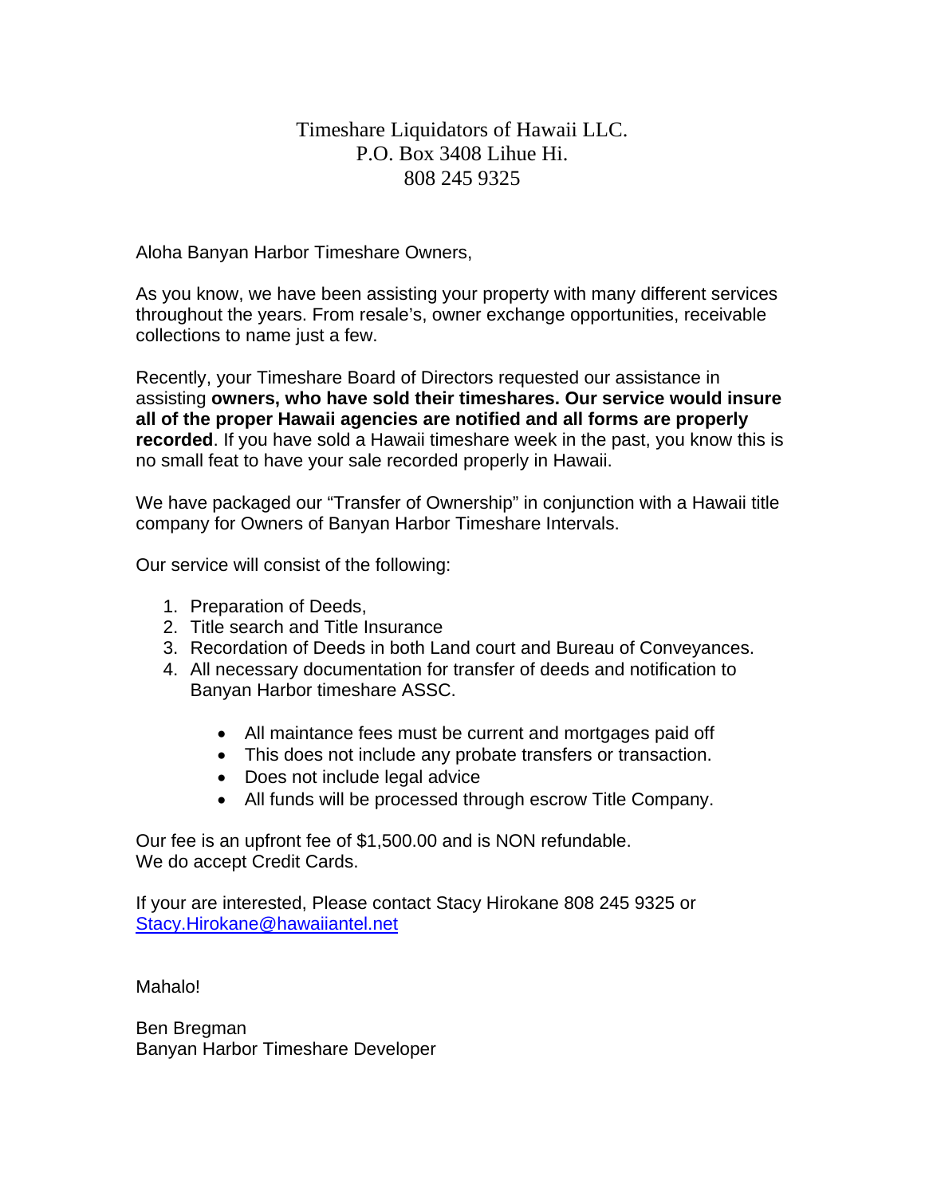Timeshare Liquidators of Hawaii LLC.
P.O. Box 3408 Lihue Hi.
808 245 9325

Aloha Banyan Harbor Timeshare Owners,

As you know, we have been assisting your property with many different services throughout the years. From resale's, owner exchange opportunities, receivable collections to name just a few.

Recently, your Timeshare Board of Directors requested our assistance in assisting **owners, who have sold their timeshares. Our service would insure all of the proper Hawaii agencies are notified and all forms are properly recorded**. If you have sold a Hawaii timeshare week in the past, you know this is no small feat to have your sale recorded properly in Hawaii.

We have packaged our "Transfer of Ownership" in conjunction with a Hawaii title company for Owners of Banyan Harbor Timeshare Intervals.

Our service will consist of the following:

1. Preparation of Deeds,
2. Title search and Title Insurance
3. Recordation of Deeds in both Land court and Bureau of Conveyances.
4. All necessary documentation for transfer of deeds and notification to Banyan Harbor timeshare ASSC.

    - All maintance fees must be current and mortgages paid off
    - This does not include any probate transfers or transaction.
    - Does not include legal advice
    - All funds will be processed through escrow Title Company.

Our fee is an upfront fee of $1,500.00 and is NON refundable.
We do accept Credit Cards.

If your are interested, Please contact Stacy Hirokane 808 245 9325 or Stacy.Hirokane@hawaiiantel.net

Mahalo!

Ben Bregman
Banyan Harbor Timeshare Developer